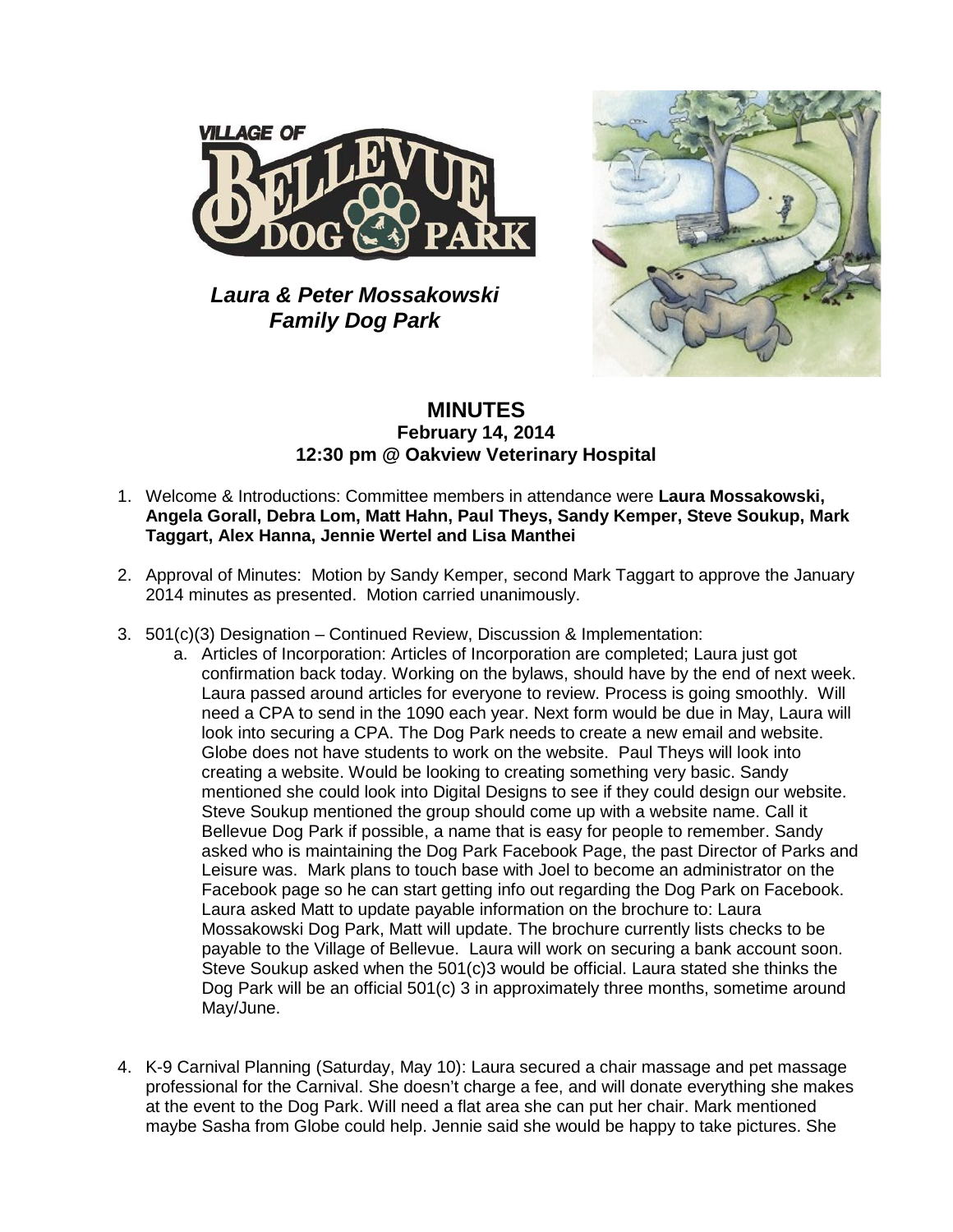**Laura & Peter Mossakowski Family Dog Park**

# MINUTES

**February 14, 2014**
**12:30 pm @ Oakview Veterinary Hospital**

1. Welcome & Introductions: Committee members in attendance were **Laura Mossakowski, Angela Gorall, Debra Lom, Matt Hahn, Paul Theys, Sandy Kemper, Steve Soukup, Mark Taggart, Alex Hanna, Jennie Wertel and Lisa Manthei**

2. Approval of Minutes: Motion by Sandy Kemper, second Mark Taggart to approve the January 2014 minutes as presented. Motion carried unanimously.

3. 501(c)(3) Designation – Continued Review, Discussion & Implementation:
   a. Articles of Incorporation: Articles of Incorporation are completed; Laura just got confirmation back today. Working on the bylaws, should have by the end of next week. Laura passed around articles for everyone to review. Process is going smoothly. Will need a CPA to send in the 1090 each year. Next form would be due in May, Laura will look into securing a CPA. The Dog Park needs to create a new email and website. Globe does not have students to work on the website. Paul Theys will look into creating a website. Would be looking to creating something very basic. Sandy mentioned she could look into Digital Designs to see if they could design our website. Steve Soukup mentioned the group should come up with a website name. Call it Bellevue Dog Park if possible, a name that is easy for people to remember. Sandy asked who is maintaining the Dog Park Facebook Page, the past Director of Parks and Leisure was. Mark plans to touch base with Joel to become an administrator on the Facebook page so he can start getting info out regarding the Dog Park on Facebook. Laura asked Matt to update payable information on the brochure to: Laura Mossakowski Dog Park, Matt will update. The brochure currently lists checks to be payable to the Village of Bellevue. Laura will work on securing a bank account soon. Steve Soukup asked when the 501(c)3 would be official. Laura stated she thinks the Dog Park will be an official 501(c) 3 in approximately three months, sometime around May/June.

4. K-9 Carnival Planning (Saturday, May 10): Laura secured a chair massage and pet massage professional for the Carnival. She doesn't charge a fee, and will donate everything she makes at the event to the Dog Park. Will need a flat area she can put her chair. Mark mentioned maybe Sasha from Globe could help. Jennie said she would be happy to take pictures. She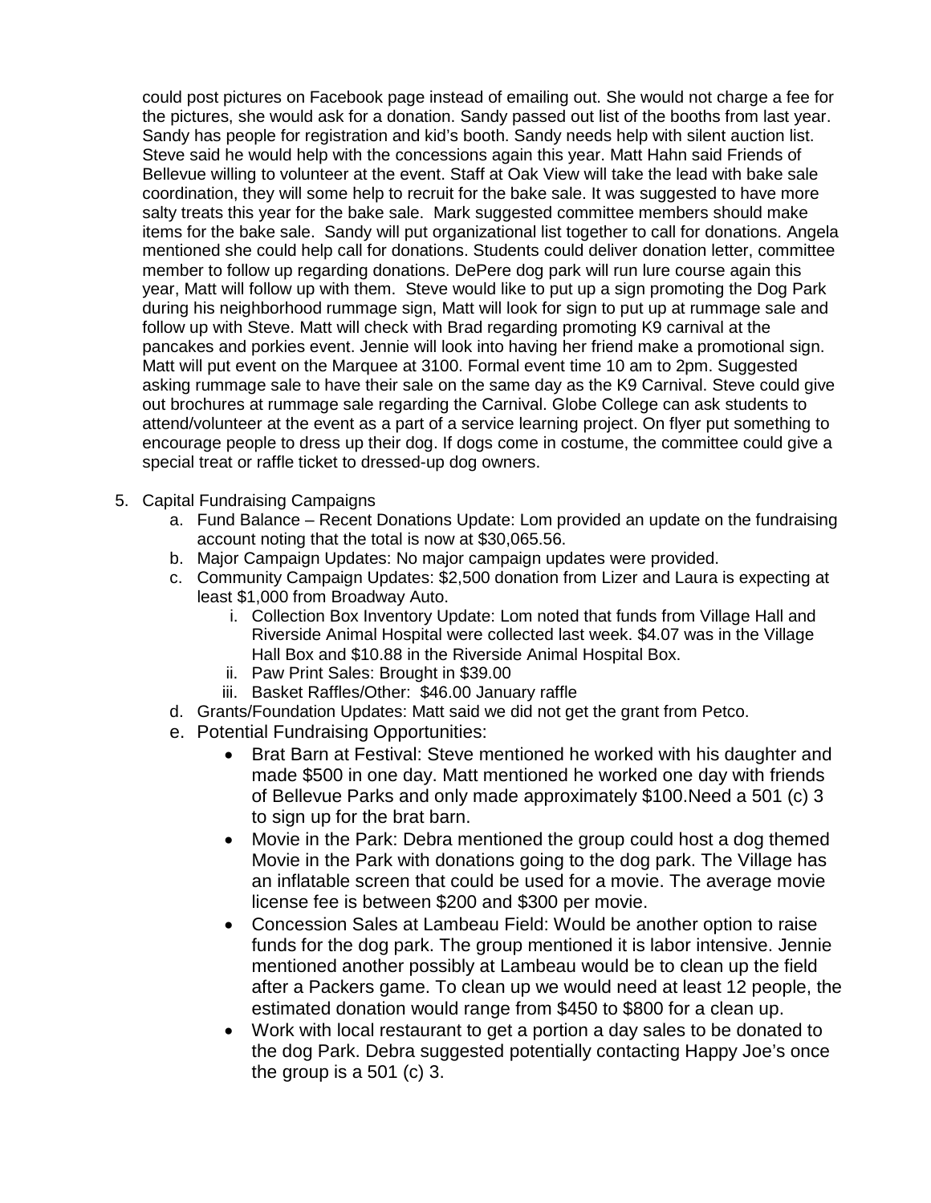could post pictures on Facebook page instead of emailing out. She would not charge a fee for the pictures, she would ask for a donation. Sandy passed out list of the booths from last year. Sandy has people for registration and kid's booth. Sandy needs help with silent auction list. Steve said he would help with the concessions again this year. Matt Hahn said Friends of Bellevue willing to volunteer at the event. Staff at Oak View will take the lead with bake sale coordination, they will some help to recruit for the bake sale. It was suggested to have more salty treats this year for the bake sale. Mark suggested committee members should make items for the bake sale. Sandy will put organizational list together to call for donations. Angela mentioned she could help call for donations. Students could deliver donation letter, committee member to follow up regarding donations. DePere dog park will run lure course again this year, Matt will follow up with them. Steve would like to put up a sign promoting the Dog Park during his neighborhood rummage sign, Matt will look for sign to put up at rummage sale and follow up with Steve. Matt will check with Brad regarding promoting K9 carnival at the pancakes and porkies event. Jennie will look into having her friend make a promotional sign. Matt will put event on the Marquee at 3100. Formal event time 10 am to 2pm. Suggested asking rummage sale to have their sale on the same day as the K9 Carnival. Steve could give out brochures at rummage sale regarding the Carnival. Globe College can ask students to attend/volunteer at the event as a part of a service learning project. On flyer put something to encourage people to dress up their dog. If dogs come in costume, the committee could give a special treat or raffle ticket to dressed-up dog owners.

5. Capital Fundraising Campaigns
   a. Fund Balance – Recent Donations Update: Lom provided an update on the fundraising account noting that the total is now at $30,065.56.
   b. Major Campaign Updates: No major campaign updates were provided.
   c. Community Campaign Updates: $2,500 donation from Lizer and Laura is expecting at least $1,000 from Broadway Auto.
      i. Collection Box Inventory Update: Lom noted that funds from Village Hall and Riverside Animal Hospital were collected last week. $4.07 was in the Village Hall Box and $10.88 in the Riverside Animal Hospital Box.
      ii. Paw Print Sales: Brought in $39.00
      iii. Basket Raffles/Other: $46.00 January raffle
   d. Grants/Foundation Updates: Matt said we did not get the grant from Petco.
   e. Potential Fundraising Opportunities:
      - Brat Barn at Festival: Steve mentioned he worked with his daughter and made $500 in one day. Matt mentioned he worked one day with friends of Bellevue Parks and only made approximately $100.Need a 501 (c) 3 to sign up for the brat barn.
      - Movie in the Park: Debra mentioned the group could host a dog themed Movie in the Park with donations going to the dog park. The Village has an inflatable screen that could be used for a movie. The average movie license fee is between $200 and $300 per movie.
      - Concession Sales at Lambeau Field: Would be another option to raise funds for the dog park. The group mentioned it is labor intensive. Jennie mentioned another possibly at Lambeau would be to clean up the field after a Packers game. To clean up we would need at least 12 people, the estimated donation would range from $450 to $800 for a clean up.
      - Work with local restaurant to get a portion a day sales to be donated to the dog Park. Debra suggested potentially contacting Happy Joe's once the group is a 501 (c) 3.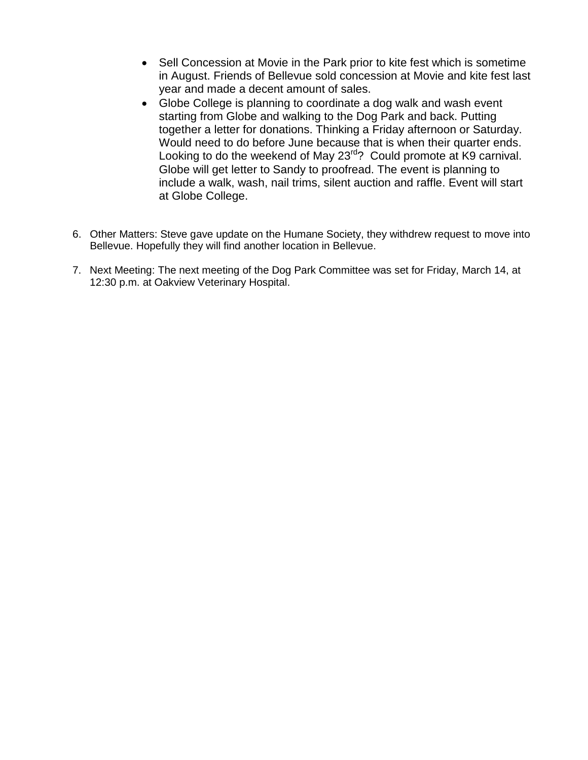- Sell Concession at Movie in the Park prior to kite fest which is sometime in August. Friends of Bellevue sold concession at Movie and kite fest last year and made a decent amount of sales.
- Globe College is planning to coordinate a dog walk and wash event starting from Globe and walking to the Dog Park and back. Putting together a letter for donations. Thinking a Friday afternoon or Saturday. Would need to do before June because that is when their quarter ends. Looking to do the weekend of May 23rd? Could promote at K9 carnival. Globe will get letter to Sandy to proofread. The event is planning to include a walk, wash, nail trims, silent auction and raffle. Event will start at Globe College.

6. Other Matters: Steve gave update on the Humane Society, they withdrew request to move into Bellevue. Hopefully they will find another location in Bellevue.

7. Next Meeting: The next meeting of the Dog Park Committee was set for Friday, March 14, at 12:30 p.m. at Oakview Veterinary Hospital.